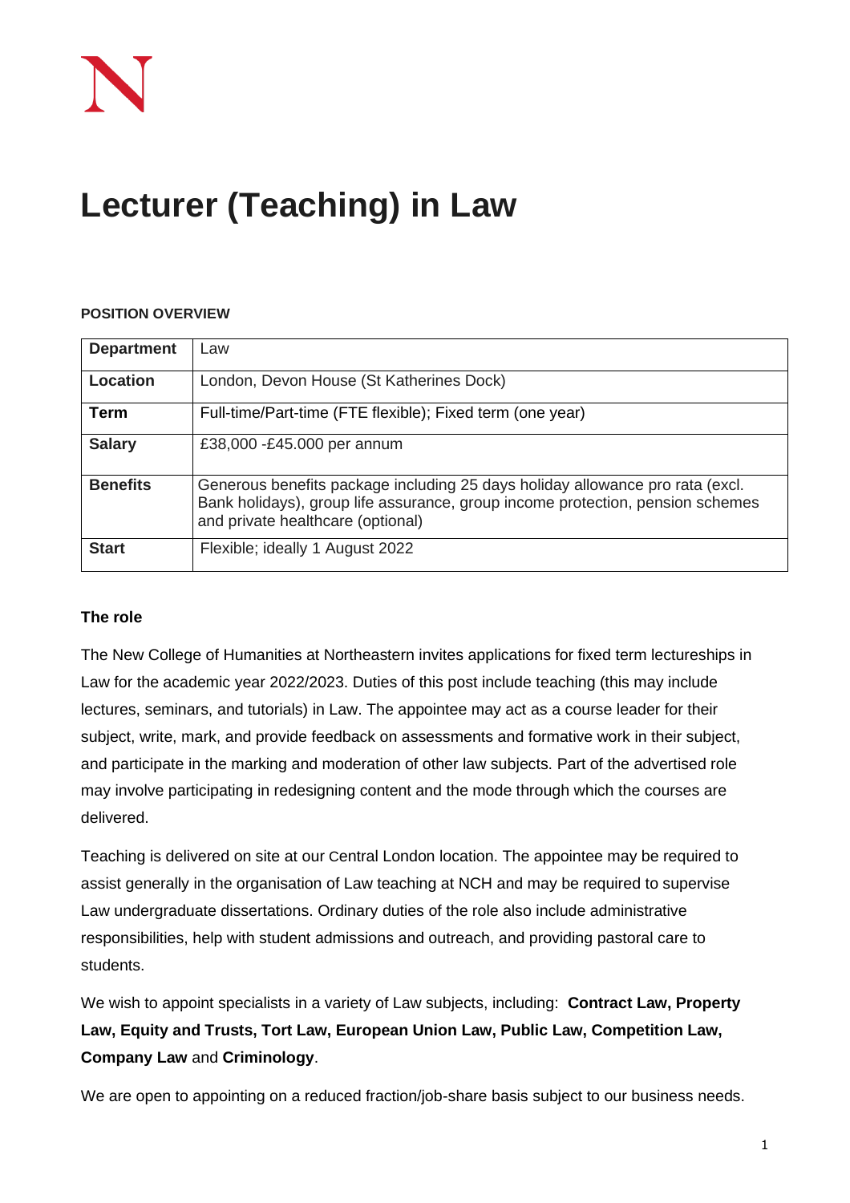# Lecturer (Teaching) in Law

**POSITION OVERVIEW**

| **Department** | Law |
|---|---|
| **Location** | London, Devon House (St Katherines Dock) |
| **Term** | Full-time/Part-time (FTE flexible); Fixed term (one year) |
| **Salary** | £38,000 -£45.000 per annum |
| **Benefits** | Generous benefits package including 25 days holiday allowance pro rata (excl. Bank holidays), group life assurance, group income protection, pension schemes and private healthcare (optional) |
| **Start** | Flexible; ideally 1 August 2022 |

### The role

The New College of Humanities at Northeastern invites applications for fixed term lectureships in Law for the academic year 2022/2023. Duties of this post include teaching (this may include lectures, seminars, and tutorials) in Law. The appointee may act as a course leader for their subject, write, mark, and provide feedback on assessments and formative work in their subject, and participate in the marking and moderation of other law subjects. Part of the advertised role may involve participating in redesigning content and the mode through which the courses are delivered.

Teaching is delivered on site at our Central London location. The appointee may be required to assist generally in the organisation of Law teaching at NCH and may be required to supervise Law undergraduate dissertations. Ordinary duties of the role also include administrative responsibilities, help with student admissions and outreach, and providing pastoral care to students.

We wish to appoint specialists in a variety of Law subjects, including: **Contract Law, Property Law, Equity and Trusts, Tort Law, European Union Law, Public Law, Competition Law, Company Law** and **Criminology**.

We are open to appointing on a reduced fraction/job-share basis subject to our business needs.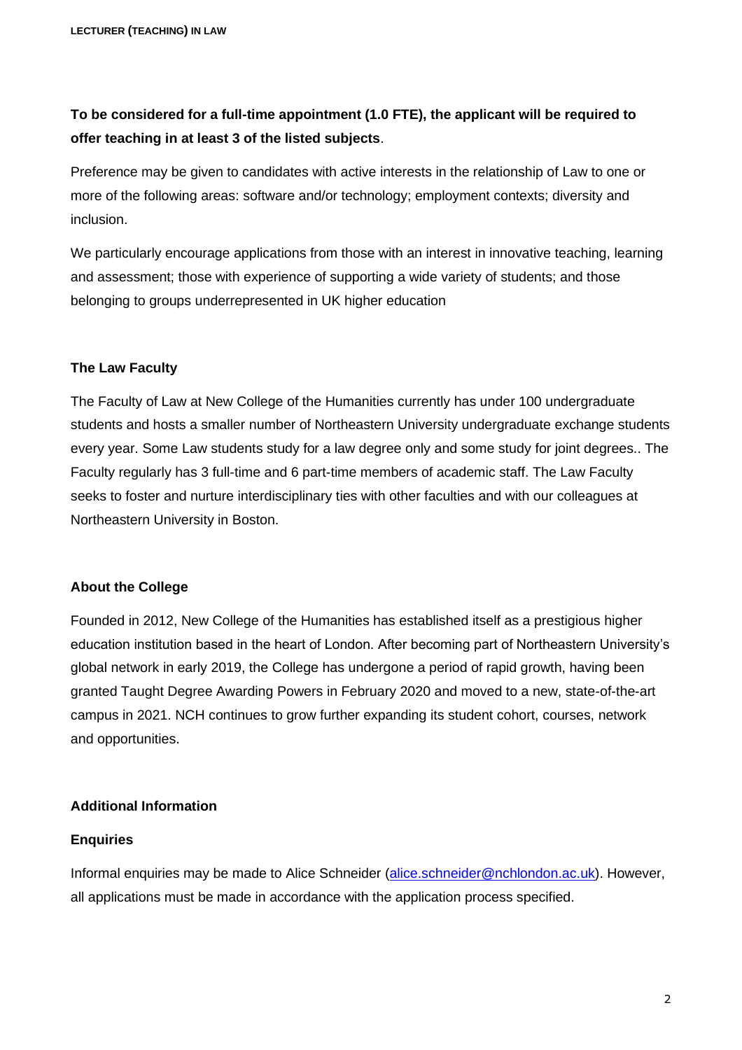**To be considered for a full-time appointment (1.0 FTE), the applicant will be required to offer teaching in at least 3 of the listed subjects**.

Preference may be given to candidates with active interests in the relationship of Law to one or more of the following areas: software and/or technology; employment contexts; diversity and inclusion.

We particularly encourage applications from those with an interest in innovative teaching, learning and assessment; those with experience of supporting a wide variety of students; and those belonging to groups underrepresented in UK higher education

## The Law Faculty

The Faculty of Law at New College of the Humanities currently has under 100 undergraduate students and hosts a smaller number of Northeastern University undergraduate exchange students every year. Some Law students study for a law degree only and some study for joint degrees.. The Faculty regularly has 3 full-time and 6 part-time members of academic staff. The Law Faculty seeks to foster and nurture interdisciplinary ties with other faculties and with our colleagues at Northeastern University in Boston.

## About the College

Founded in 2012, New College of the Humanities has established itself as a prestigious higher education institution based in the heart of London. After becoming part of Northeastern University's global network in early 2019, the College has undergone a period of rapid growth, having been granted Taught Degree Awarding Powers in February 2020 and moved to a new, state-of-the-art campus in 2021. NCH continues to grow further expanding its student cohort, courses, network and opportunities.

## Additional Information

### Enquiries

Informal enquiries may be made to Alice Schneider (alice.schneider@nchlondon.ac.uk). However, all applications must be made in accordance with the application process specified.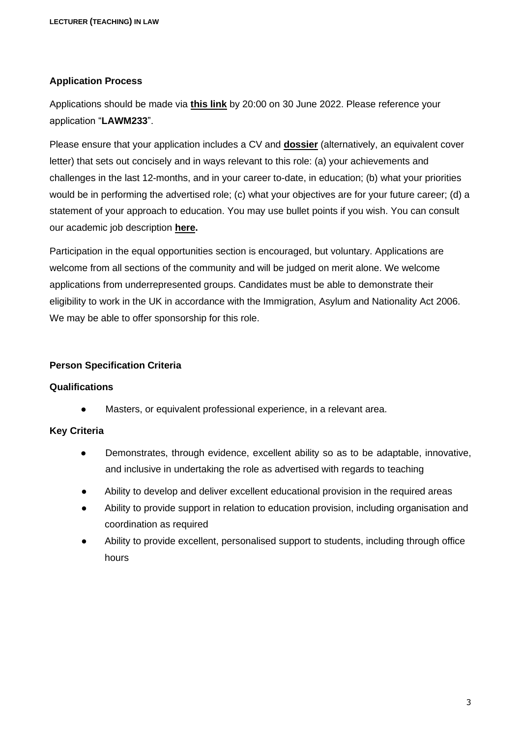**Application Process**

Applications should be made via **this link** by 20:00 on 30 June 2022. Please reference your application "**LAWM233**".

Please ensure that your application includes a CV and **dossier** (alternatively, an equivalent cover letter) that sets out concisely and in ways relevant to this role: (a) your achievements and challenges in the last 12-months, and in your career to-date, in education; (b) what your priorities would be in performing the advertised role; (c) what your objectives are for your future career; (d) a statement of your approach to education. You may use bullet points if you wish. You can consult our academic job description **here.**

Participation in the equal opportunities section is encouraged, but voluntary. Applications are welcome from all sections of the community and will be judged on merit alone. We welcome applications from underrepresented groups. Candidates must be able to demonstrate their eligibility to work in the UK in accordance with the Immigration, Asylum and Nationality Act 2006. We may be able to offer sponsorship for this role.

**Person Specification Criteria**

**Qualifications**

- Masters, or equivalent professional experience, in a relevant area.

**Key Criteria**

- Demonstrates, through evidence, excellent ability so as to be adaptable, innovative, and inclusive in undertaking the role as advertised with regards to teaching
- Ability to develop and deliver excellent educational provision in the required areas
- Ability to provide support in relation to education provision, including organisation and coordination as required
- Ability to provide excellent, personalised support to students, including through office hours